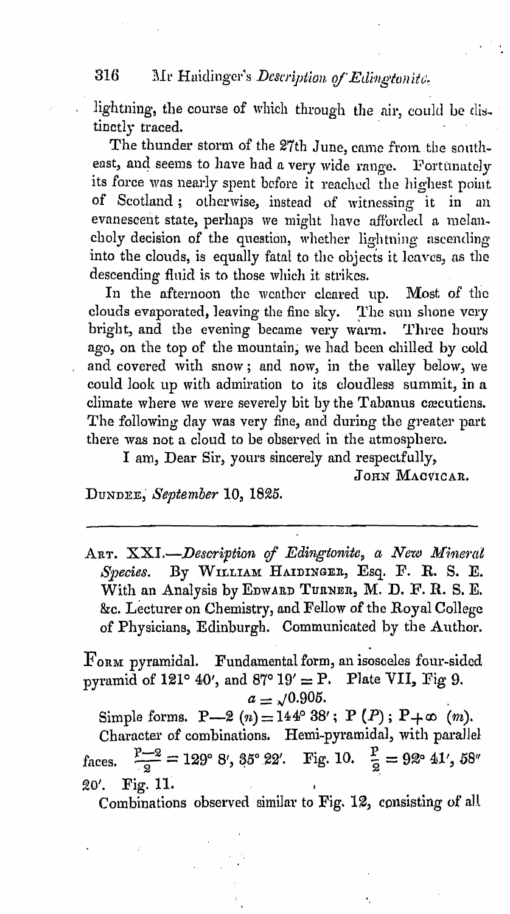lightning, the course of which through the air, could be distinctly traced.

The thunder storm of the 27th June, came from the south-east, and seems to have had a very wide range. Fortunately its force was nearly spent before it reached the highest point of Scotland; otherwise, instead of witnessing it in an evanescent state, perhaps we might have afforded a melancholy decision of the question, whether lightning ascending into the clouds, is equally fatal to the objects it leaves, as the descending fluid is to those which it strikes.

In the afternoon the weather cleared up. Most of the clouds evaporated, leaving the fine sky. The sun shone very bright, and the evening became very warm. Three hours ago, on the top of the mountain, we had been chilled by cold and covered with snow; and now, in the valley below, we could look up with admiration to its cloudless summit, in a climate where we were severely bit by the Tabanus cæcutiens. The following day was very fine, and during the greater part there was not a cloud to be observed in the atmosphere.

I am, Dear Sir, yours sincerely and respectfully,

John Macvicar.

Dundee, *September* 10, 1825.

---

Art. XXI.—*Description of Edingtonite, a New Mineral Species.* By William Haidinger, Esq. F. R. S. E. With an Analysis by Edward Turner, M. D. F. R. S. E. &c. Lecturer on Chemistry, and Fellow of the Royal College of Physicians, Edinburgh. Communicated by the Author.

Form pyramidal. Fundamental form, an isosceles four-sided pyramid of 121° 40′, and 87° 19′ = P. Plate VII, Fig 9.

$$a = \sqrt{0.905}.$$

Simple forms. P—2 $(n)$ = 144° 38′; P $(P)$; P+∞ $(m)$.

Character of combinations. Hemi-pyramidal, with parallel faces. $\frac{P-2}{2}$ = 129° 8′, 35° 22′. Fig. 10. $\frac{P}{2}$ = 92° 41′, 58″ 20′. Fig. 11.

Combinations observed similar to Fig. 12, consisting of all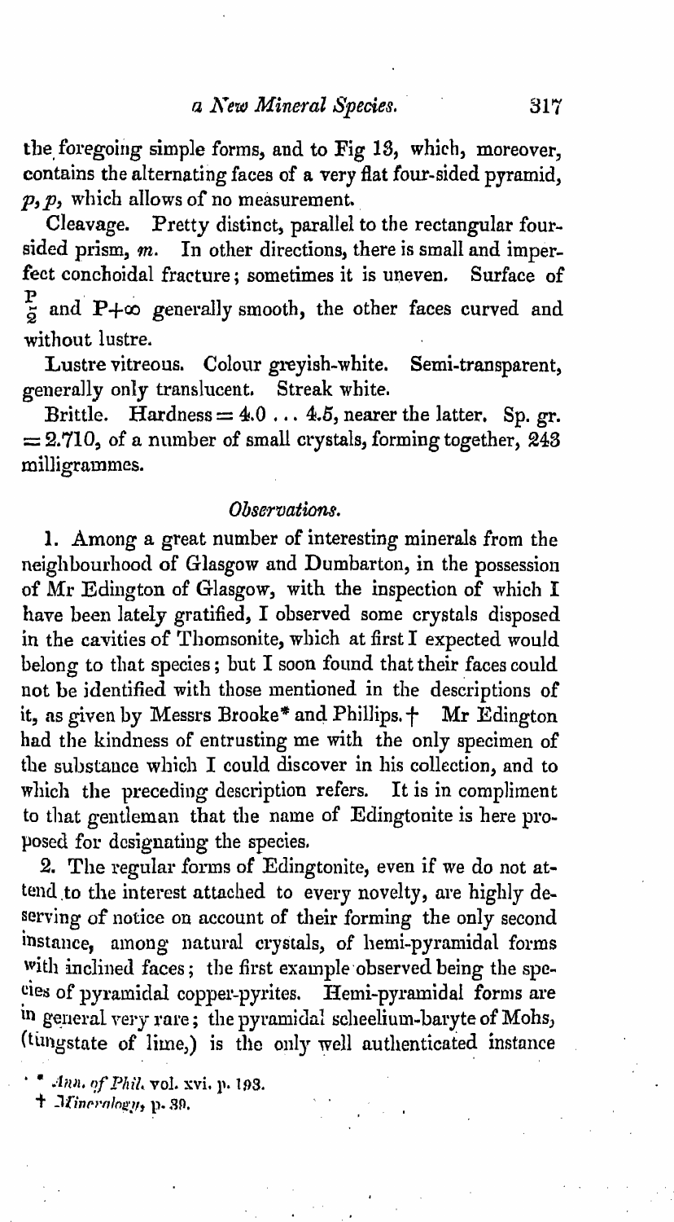the foregoing simple forms, and to Fig 13, which, moreover, contains the alternating faces of a very flat four-sided pyramid, $p, p$, which allows of no measurement.

Cleavage. Pretty distinct, parallel to the rectangular four-sided prism, $m$. In other directions, there is small and imperfect conchoidal fracture; sometimes it is uneven. Surface of $\frac{P}{2}$ and $P+\infty$ generally smooth, the other faces curved and without lustre.

Lustre vitreous. Colour greyish-white. Semi-transparent, generally only translucent. Streak white.

Brittle. Hardness $= 4.0 \ldots 4.5$, nearer the latter. Sp. gr. $= 2.710$, of a number of small crystals, forming together, 243 milligrammes.

*Observations.*

1. Among a great number of interesting minerals from the neighbourhood of Glasgow and Dumbarton, in the possession of Mr Edington of Glasgow, with the inspection of which I have been lately gratified, I observed some crystals disposed in the cavities of Thomsonite, which at first I expected would belong to that species; but I soon found that their faces could not be identified with those mentioned in the descriptions of it, as given by Messrs Brooke* and Phillips.† Mr Edington had the kindness of entrusting me with the only specimen of the substance which I could discover in his collection, and to which the preceding description refers. It is in compliment to that gentleman that the name of Edingtonite is here proposed for designating the species.

2. The regular forms of Edingtonite, even if we do not attend to the interest attached to every novelty, are highly deserving of notice on account of their forming the only second instance, among natural crystals, of hemi-pyramidal forms with inclined faces; the first example observed being the species of pyramidal copper-pyrites. Hemi-pyramidal forms are in general very rare; the pyramidal scheelium-baryte of Mohs, (tungstate of lime,) is the only well authenticated instance

\* *Ann. of Phil.* vol. xvi. p. 193.

† *Mineralogy*, p. 39.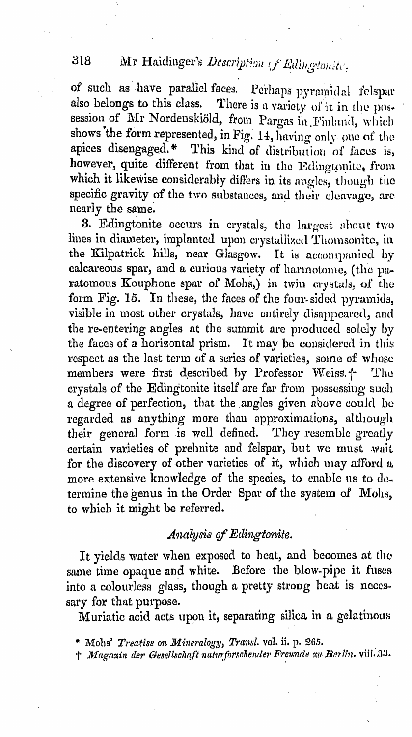of such as have parallel faces. Perhaps pyramidal felspar also belongs to this class. There is a variety of it in the possession of Mr Nordenskiöld, from Pargas in Finland, which shows the form represented, in Fig. 14, having only one of the apices disengaged.* This kind of distribution of faces is, however, quite different from that in the Edingtonite, from which it likewise considerably differs in its angles, though the specific gravity of the two substances, and their cleavage, are nearly the same.

3. Edingtonite occurs in crystals, the largest about two lines in diameter, implanted upon crystallized Thomsonite, in the Kilpatrick hills, near Glasgow. It is accompanied by calcareous spar, and a curious variety of harmotome, (the paratomous Kouphone spar of Mohs,) in twin crystals, of the form Fig. 15. In these, the faces of the four-sided pyramids, visible in most other crystals, have entirely disappeared, and the re-entering angles at the summit are produced solely by the faces of a horizontal prism. It may be considered in this respect as the last term of a series of varieties, some of whose members were first described by Professor Weiss.† The crystals of the Edingtonite itself are far from possessing such a degree of perfection, that the angles given above could be regarded as anything more than approximations, although their general form is well defined. They resemble greatly certain varieties of prehnite and felspar, but we must wait for the discovery of other varieties of it, which may afford a more extensive knowledge of the species, to enable us to determine the genus in the Order Spar of the system of Mohs, to which it might be referred.

## *Analysis of Edingtonite.*

It yields water when exposed to heat, and becomes at the same time opaque and white. Before the blow-pipe it fuses into a colourless glass, though a pretty strong heat is necessary for that purpose.

Muriatic acid acts upon it, separating silica in a gelatinous

* Mohs' *Treatise on Mineralogy, Transl.* vol. ii. p. 265.

† *Magazin der Gesellschaft naturforschender Freunde zu Berlin.* viii. 33.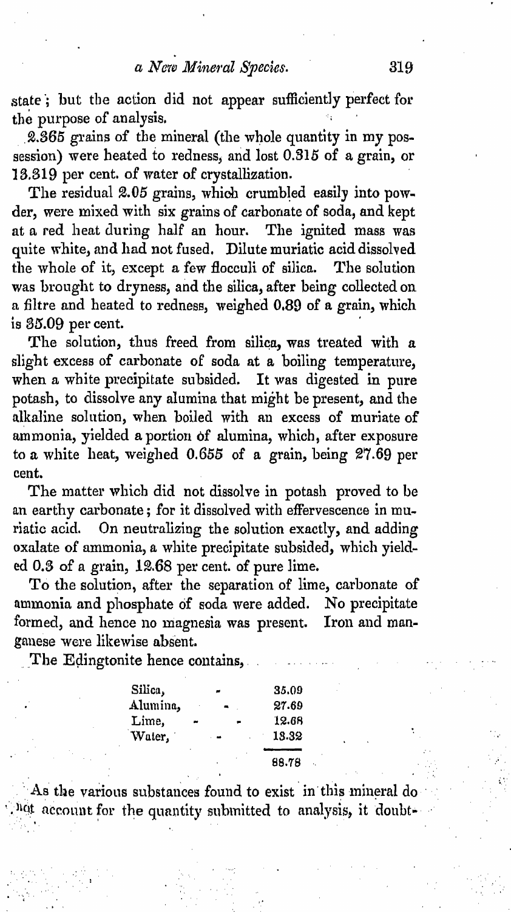state; but the action did not appear sufficiently perfect for the purpose of analysis.

2.365 grains of the mineral (the whole quantity in my possession) were heated to redness, and lost 0.315 of a grain, or 13.319 per cent. of water of crystallization.

The residual 2.05 grains, which crumbled easily into powder, were mixed with six grains of carbonate of soda, and kept at a red heat during half an hour. The ignited mass was quite white, and had not fused. Dilute muriatic acid dissolved the whole of it, except a few flocculi of silica. The solution was brought to dryness, and the silica, after being collected on a filtre and heated to redness, weighed 0.89 of a grain, which is 35.09 per cent.

The solution, thus freed from silica, was treated with a slight excess of carbonate of soda at a boiling temperature, when a white precipitate subsided. It was digested in pure potash, to dissolve any alumina that might be present, and the alkaline solution, when boiled with an excess of muriate of ammonia, yielded a portion of alumina, which, after exposure to a white heat, weighed 0.655 of a grain, being 27.69 per cent.

The matter which did not dissolve in potash proved to be an earthy carbonate; for it dissolved with effervescence in muriatic acid. On neutralizing the solution exactly, and adding oxalate of ammonia, a white precipitate subsided, which yielded 0.3 of a grain, 12.68 per cent. of pure lime.

To the solution, after the separation of lime, carbonate of ammonia and phosphate of soda were added. No precipitate formed, and hence no magnesia was present. Iron and manganese were likewise absent.

The Edingtonite hence contains,

| | |
|---|---|
| Silica, | 35.09 |
| Alumina, | 27.69 |
| Lime, | 12.68 |
| Water, | 13.32 |
| | 88.78 |

As the various substances found to exist in this mineral do not account for the quantity submitted to analysis, it doubt-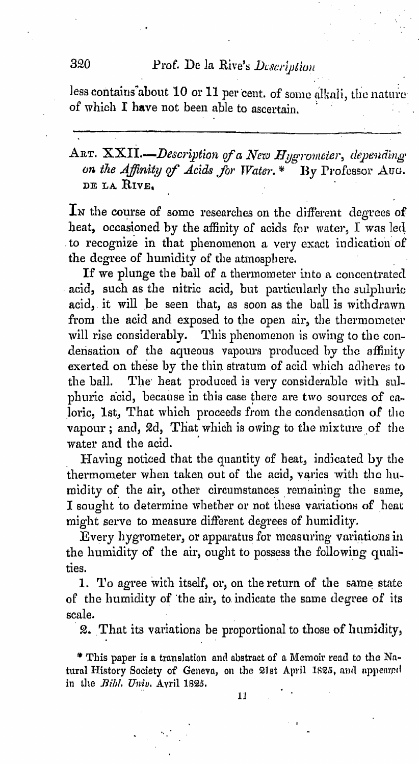less contains about 10 or 11 per cent. of some alkali, the nature of which I have not been able to ascertain.

---

## Art. XXII.—*Description of a New Hygrometer, depending on the Affinity of Acids for Water.*\* By Professor Aug. de la Rive.

In the course of some researches on the different degrees of heat, occasioned by the affinity of acids for water, I was led to recognize in that phenomenon a very exact indication of the degree of humidity of the atmosphere.

If we plunge the ball of a thermometer into a concentrated acid, such as the nitric acid, but particularly the sulphuric acid, it will be seen that, as soon as the ball is withdrawn from the acid and exposed to the open air, the thermometer will rise considerably. This phenomenon is owing to the condensation of the aqueous vapours produced by the affinity exerted on these by the thin stratum of acid which adheres to the ball. The heat produced is very considerable with sulphuric acid, because in this case there are two sources of caloric, 1st, That which proceeds from the condensation of the vapour; and, 2d, That which is owing to the mixture of the water and the acid.

Having noticed that the quantity of heat, indicated by the thermometer when taken out of the acid, varies with the humidity of the air, other circumstances remaining the same, I sought to determine whether or not these variations of heat might serve to measure different degrees of humidity.

Every hygrometer, or apparatus for measuring variations in the humidity of the air, ought to possess the following qualities.

1. To agree with itself, or, on the return of the same state of the humidity of the air, to indicate the same degree of its scale.

2. That its variations be proportional to those of humidity,

\* This paper is a translation and abstract of a Memoir read to the Natural History Society of Geneva, on the 21st April 1825, and appeared in the *Bibl. Univ.* Avril 1825.